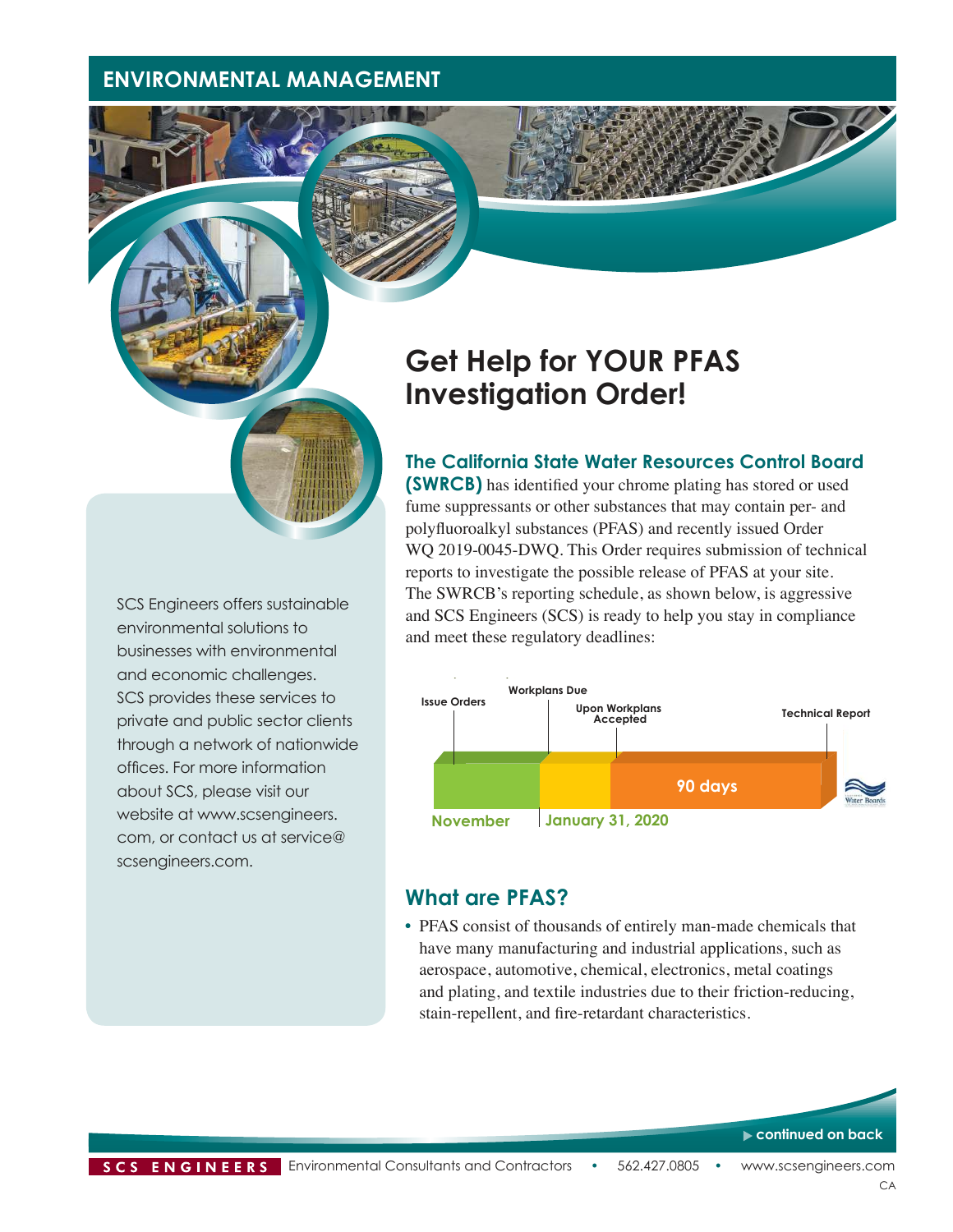# ENVIRONMENTAL MANAGEMENT

SCS Engineers offers sustainable environmental solutions to businesses with environmental and economic challenges. SCS provides these services to private and public sector clients through a network of nationwide offices. For more information about SCS, please visit our website at www.scsengineers.com, or contact us at service@scsengineers.com.

# Get Help for YOUR PFAS Investigation Order!

**The California State Water Resources Control Board (SWRCB)** has identified your chrome plating has stored or used fume suppressants or other substances that may contain per- and polyfluoroalkyl substances (PFAS) and recently issued Order WQ 2019-0045-DWQ. This Order requires submission of technical reports to investigate the possible release of PFAS at your site. The SWRCB's reporting schedule, as shown below, is aggressive and SCS Engineers (SCS) is ready to help you stay in compliance and meet these regulatory deadlines:

Issue Orders — November
Workplans Due — January 31, 2020
Upon Workplans Accepted — 90 days
Technical Report

## What are PFAS?

- PFAS consist of thousands of entirely man-made chemicals that have many manufacturing and industrial applications, such as aerospace, automotive, chemical, electronics, metal coatings and plating, and textile industries due to their friction-reducing, stain-repellent, and fire-retardant characteristics.

▶ continued on back

SCS ENGINEERS Environmental Consultants and Contractors • 562.427.0805 • www.scsengineers.com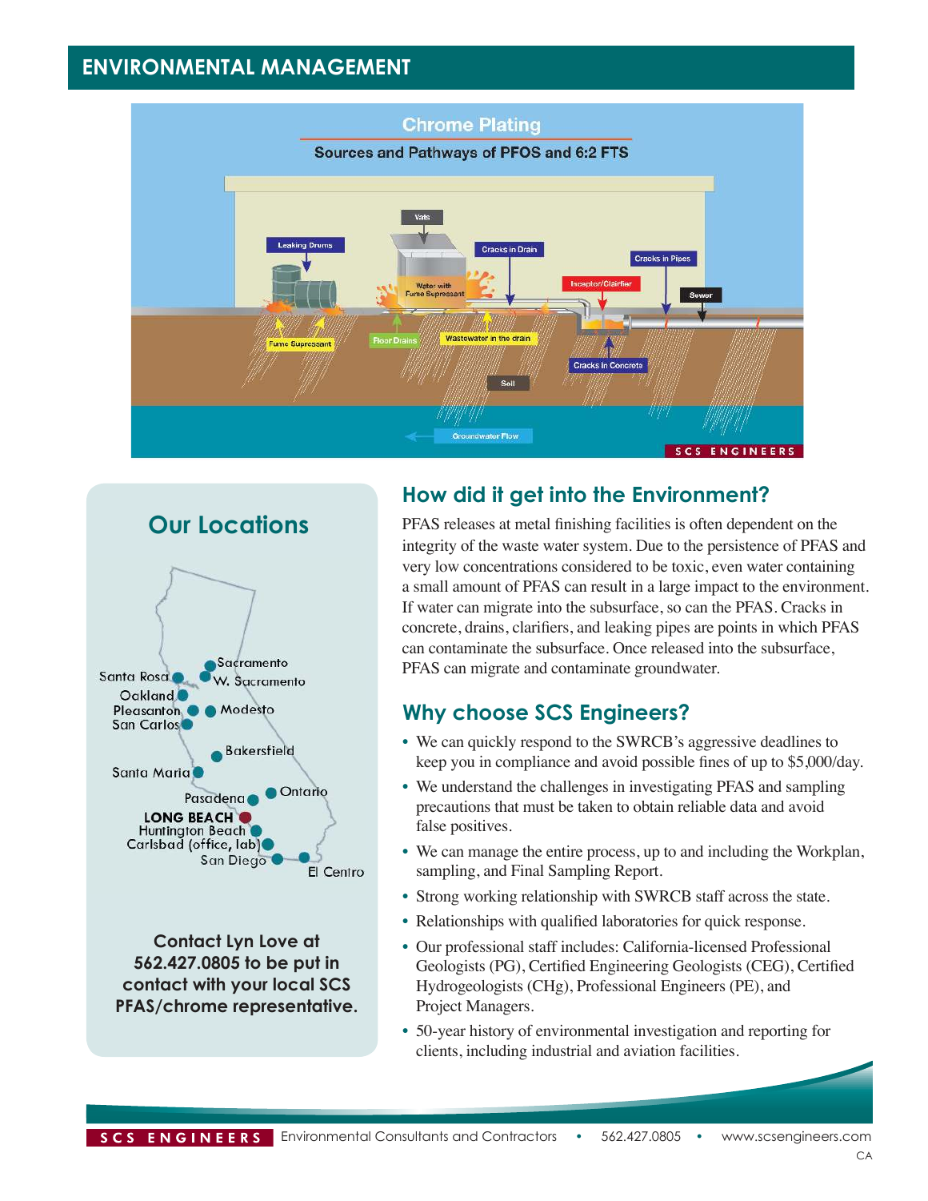# ENVIRONMENTAL MANAGEMENT

Chrome Plating

Sources and Pathways of PFOS and 6:2 FTS

Vats

Leaking Drums

Cracks in Drain

Cracks in Pipes

Water with Fume Supressant

Incaptor/Clarifier

Sewer

Fume Supressant

Floor Drains

Wastewater in the drain

Cracks in Concrete

Soil

Groundwater Flow

SCS ENGINEERS

## Our Locations

Sacramento

Santa Rosa

W. Sacramento

Oakland

Pleasanton

Modesto

San Carlos

Bakersfield

Santa Maria

Ontario

Pasadena

**LONG BEACH**

Huntington Beach

Carlsbad (office, lab)

San Diego

El Centro

**Contact Lyn Love at 562.427.0805 to be put in contact with your local SCS PFAS/chrome representative.**

## How did it get into the Environment?

PFAS releases at metal finishing facilities is often dependent on the integrity of the waste water system. Due to the persistence of PFAS and very low concentrations considered to be toxic, even water containing a small amount of PFAS can result in a large impact to the environment. If water can migrate into the subsurface, so can the PFAS. Cracks in concrete, drains, clarifiers, and leaking pipes are points in which PFAS can contaminate the subsurface. Once released into the subsurface, PFAS can migrate and contaminate groundwater.

## Why choose SCS Engineers?

- We can quickly respond to the SWRCB's aggressive deadlines to keep you in compliance and avoid possible fines of up to $5,000/day.
- We understand the challenges in investigating PFAS and sampling precautions that must be taken to obtain reliable data and avoid false positives.
- We can manage the entire process, up to and including the Workplan, sampling, and Final Sampling Report.
- Strong working relationship with SWRCB staff across the state.
- Relationships with qualified laboratories for quick response.
- Our professional staff includes: California-licensed Professional Geologists (PG), Certified Engineering Geologists (CEG), Certified Hydrogeologists (CHg), Professional Engineers (PE), and Project Managers.
- 50-year history of environmental investigation and reporting for clients, including industrial and aviation facilities.

SCS ENGINEERS Environmental Consultants and Contractors • 562.427.0805 • www.scsengineers.com

CA